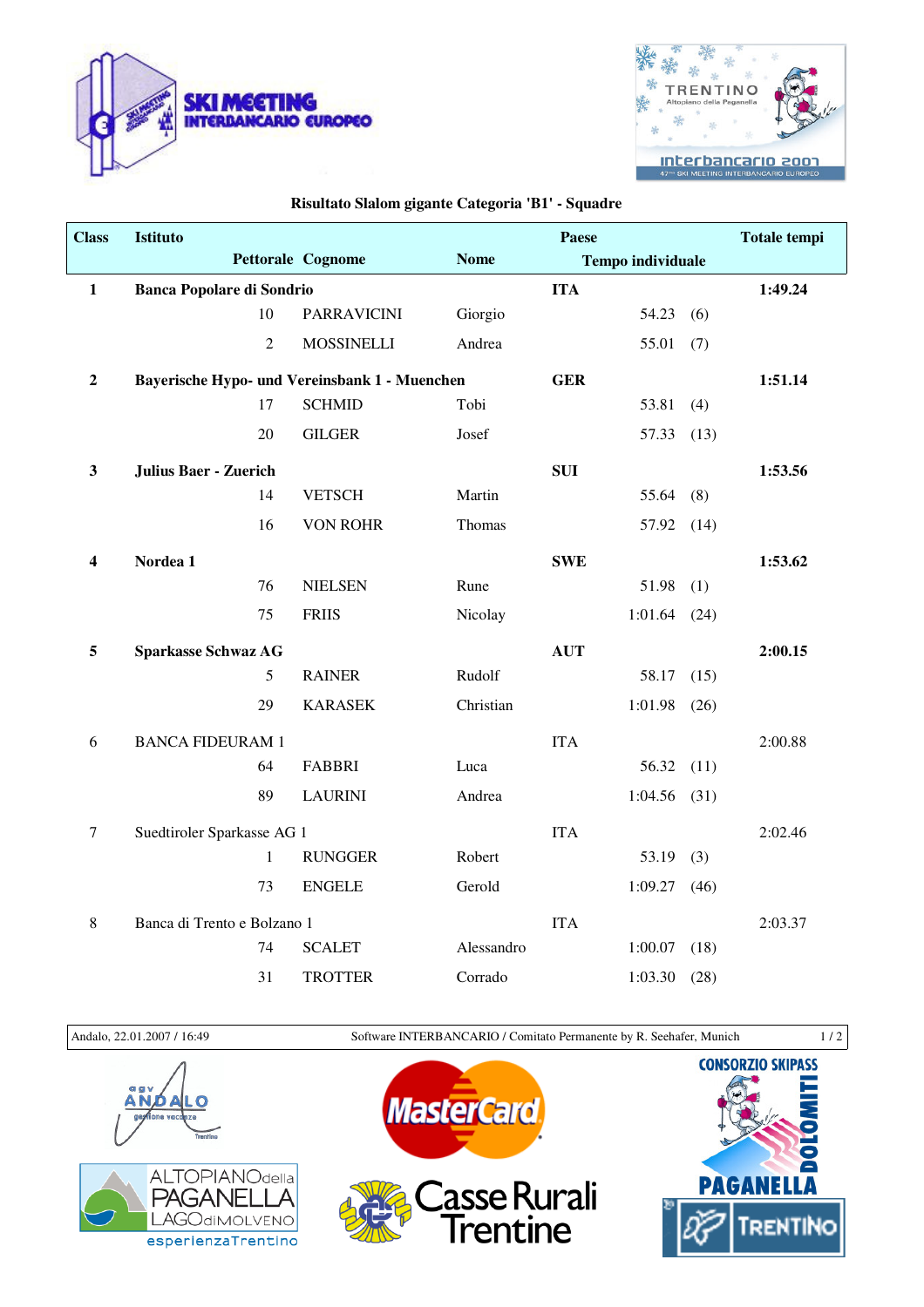SKI MEETING INTERBANCARIO EUROPEO

TRENTINO Altopiano della Paganella — Interbancario 2007 — 47° SKI MEETING INTERBANCARIO EUROPEO

## Risultato Slalom gigante Categoria 'B1' - Squadre

| Class | Istituto / Pettorale | Cognome | Nome | Paese / Tempo individuale | | Totale tempi |
|---|---|---|---|---|---|---|
| **1** | **Banca Popolare di Sondrio** | | | **ITA** | | **1:49.24** |
| | 10 | PARRAVICINI | Giorgio | 54.23 | (6) | |
| | 2 | MOSSINELLI | Andrea | 55.01 | (7) | |
| **2** | **Bayerische Hypo- und Vereinsbank 1 - Muenchen** | | | **GER** | | **1:51.14** |
| | 17 | SCHMID | Tobi | 53.81 | (4) | |
| | 20 | GILGER | Josef | 57.33 | (13) | |
| **3** | **Julius Baer - Zuerich** | | | **SUI** | | **1:53.56** |
| | 14 | VETSCH | Martin | 55.64 | (8) | |
| | 16 | VON ROHR | Thomas | 57.92 | (14) | |
| **4** | **Nordea 1** | | | **SWE** | | **1:53.62** |
| | 76 | NIELSEN | Rune | 51.98 | (1) | |
| | 75 | FRIIS | Nicolay | 1:01.64 | (24) | |
| **5** | **Sparkasse Schwaz AG** | | | **AUT** | | **2:00.15** |
| | 5 | RAINER | Rudolf | 58.17 | (15) | |
| | 29 | KARASEK | Christian | 1:01.98 | (26) | |
| 6 | BANCA FIDEURAM 1 | | | ITA | | 2:00.88 |
| | 64 | FABBRI | Luca | 56.32 | (11) | |
| | 89 | LAURINI | Andrea | 1:04.56 | (31) | |
| 7 | Suedtiroler Sparkasse AG 1 | | | ITA | | 2:02.46 |
| | 1 | RUNGGER | Robert | 53.19 | (3) | |
| | 73 | ENGELE | Gerold | 1:09.27 | (46) | |
| 8 | Banca di Trento e Bolzano 1 | | | ITA | | 2:03.37 |
| | 74 | SCALET | Alessandro | 1:00.07 | (18) | |
| | 31 | TROTTER | Corrado | 1:03.30 | (28) | |

Andalo, 22.01.2007 / 16:49 — Software INTERBANCARIO / Comitato Permanente by R. Seehafer, Munich

apt ANDALO gestione vacanze Trentino — MasterCard — CONSORZIO SKIPASS DOLOMITI PAGANELLA — ALTOPIANO della PAGANELLA LAGO di MOLVENO esperienzaTrentino — Casse Rurali Trentine — TRENTINO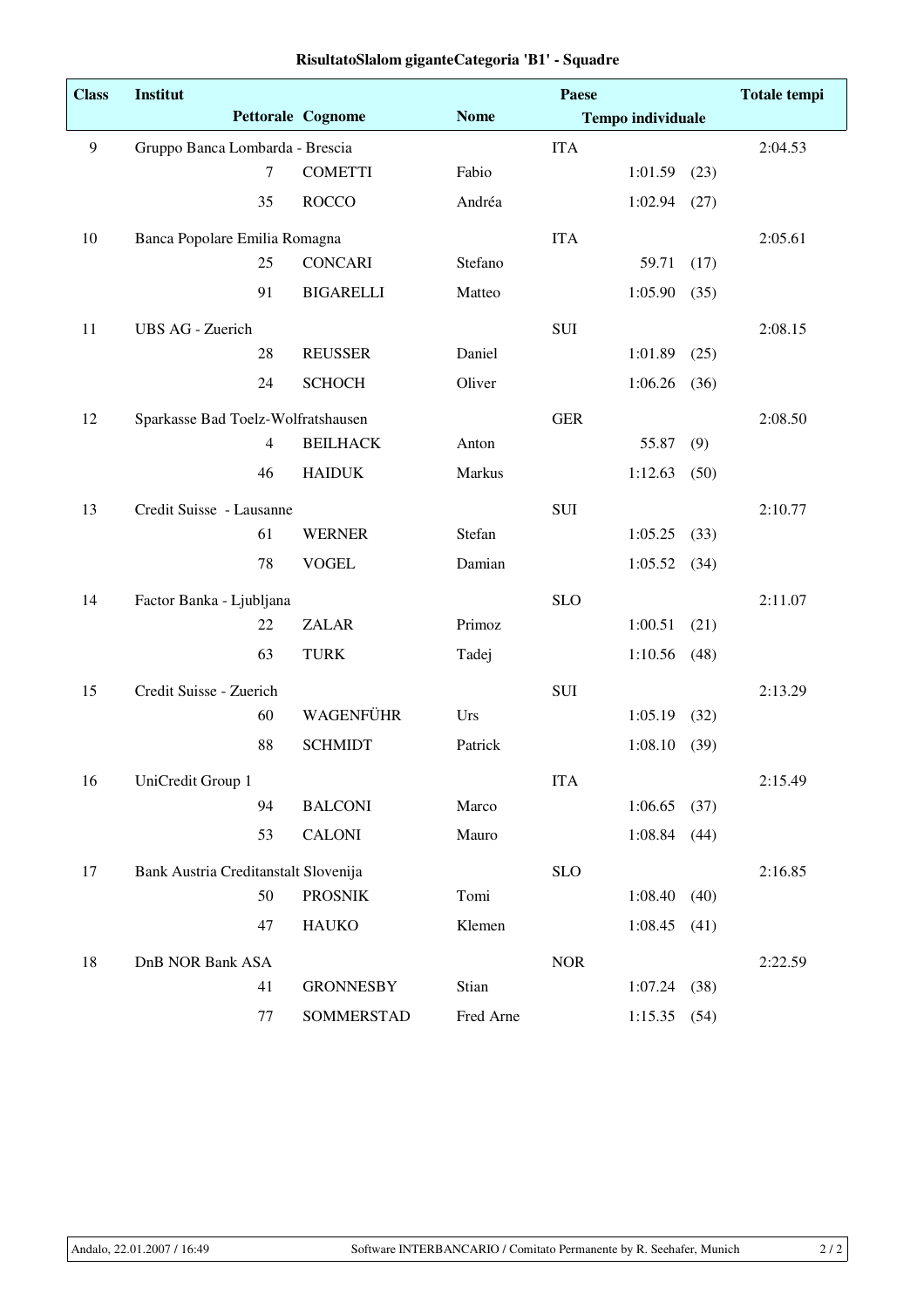## RisultatoSlalom giganteCategoria 'B1' - Squadre

| Class | Institut | | | Paese | | | Totale tempi |
|---|---|---|---|---|---|---|---|
| | Pettorale | Cognome | Nome | Tempo individuale | | | |
| 9 | Gruppo Banca Lombarda - Brescia | | | ITA | | | 2:04.53 |
| | 7 | COMETTI | Fabio | | 1:01.59 | (23) | |
| | 35 | ROCCO | Andréa | | 1:02.94 | (27) | |
| 10 | Banca Popolare Emilia Romagna | | | ITA | | | 2:05.61 |
| | 25 | CONCARI | Stefano | | 59.71 | (17) | |
| | 91 | BIGARELLI | Matteo | | 1:05.90 | (35) | |
| 11 | UBS AG - Zuerich | | | SUI | | | 2:08.15 |
| | 28 | REUSSER | Daniel | | 1:01.89 | (25) | |
| | 24 | SCHOCH | Oliver | | 1:06.26 | (36) | |
| 12 | Sparkasse Bad Toelz-Wolfratshausen | | | GER | | | 2:08.50 |
| | 4 | BEILHACK | Anton | | 55.87 | (9) | |
| | 46 | HAIDUK | Markus | | 1:12.63 | (50) | |
| 13 | Credit Suisse - Lausanne | | | SUI | | | 2:10.77 |
| | 61 | WERNER | Stefan | | 1:05.25 | (33) | |
| | 78 | VOGEL | Damian | | 1:05.52 | (34) | |
| 14 | Factor Banka - Ljubljana | | | SLO | | | 2:11.07 |
| | 22 | ZALAR | Primoz | | 1:00.51 | (21) | |
| | 63 | TURK | Tadej | | 1:10.56 | (48) | |
| 15 | Credit Suisse - Zuerich | | | SUI | | | 2:13.29 |
| | 60 | WAGENFÜHR | Urs | | 1:05.19 | (32) | |
| | 88 | SCHMIDT | Patrick | | 1:08.10 | (39) | |
| 16 | UniCredit Group 1 | | | ITA | | | 2:15.49 |
| | 94 | BALCONI | Marco | | 1:06.65 | (37) | |
| | 53 | CALONI | Mauro | | 1:08.84 | (44) | |
| 17 | Bank Austria Creditanstalt Slovenija | | | SLO | | | 2:16.85 |
| | 50 | PROSNIK | Tomi | | 1:08.40 | (40) | |
| | 47 | HAUKO | Klemen | | 1:08.45 | (41) | |
| 18 | DnB NOR Bank ASA | | | NOR | | | 2:22.59 |
| | 41 | GRONNESBY | Stian | | 1:07.24 | (38) | |
| | 77 | SOMMERSTAD | Fred Arne | | 1:15.35 | (54) | |

Andalo, 22.01.2007 / 16:49 — Software INTERBANCARIO / Comitato Permanente by R. Seehafer, Munich